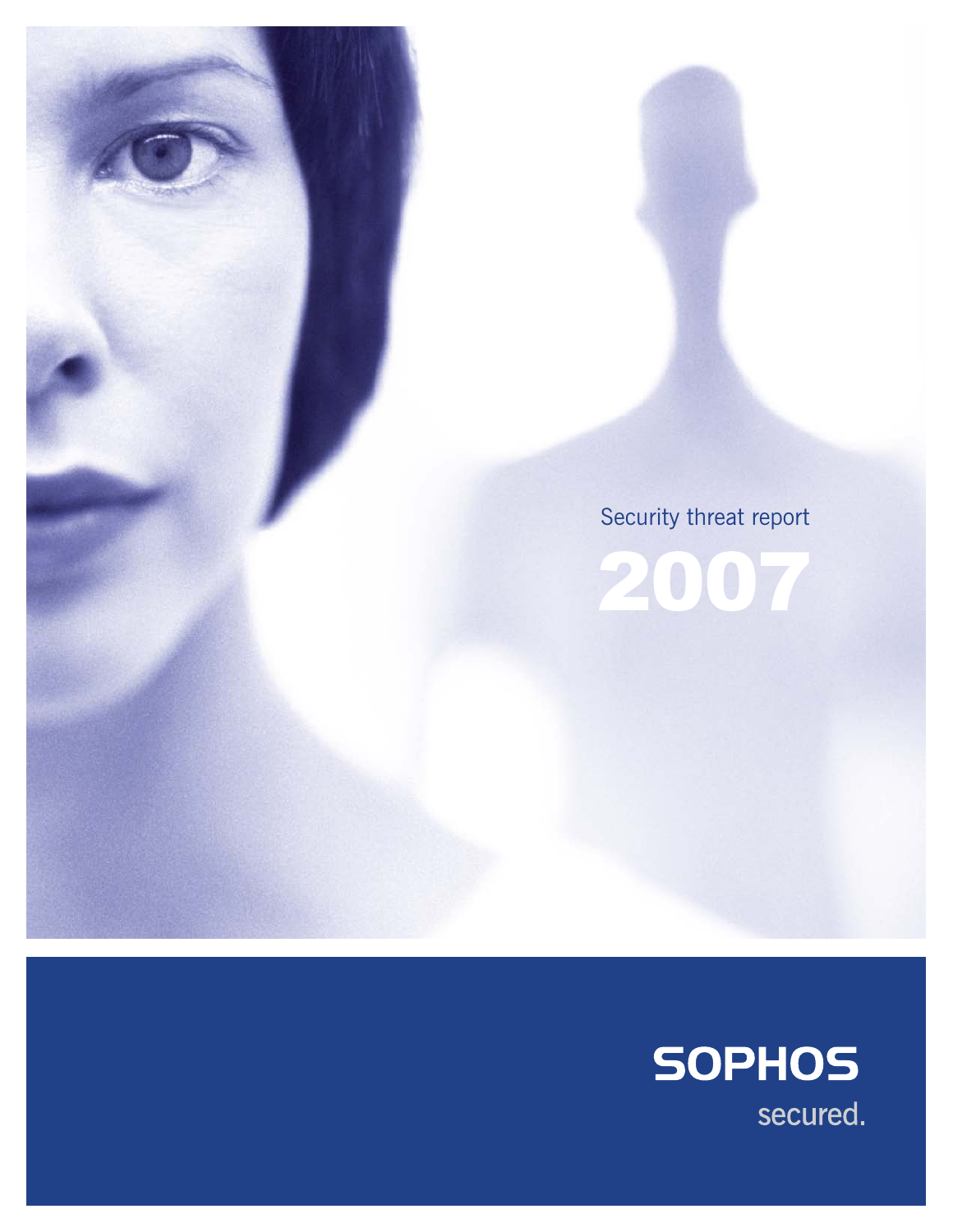# Security threat report

# 2007

SOPHOS

secured.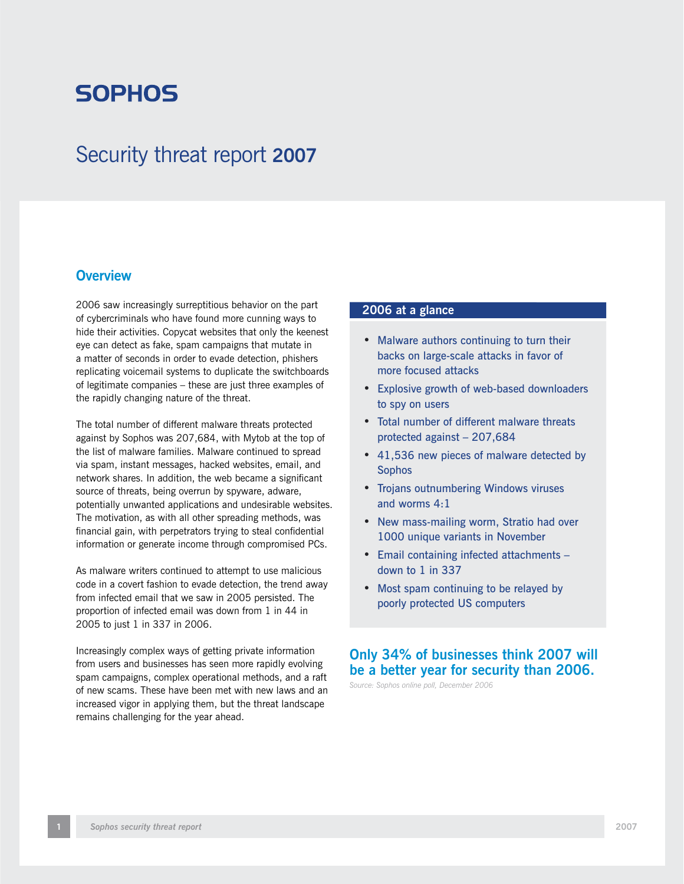# SOPHOS

# Security threat report **2007**

## Overview

2006 saw increasingly surreptitious behavior on the part of cybercriminals who have found more cunning ways to hide their activities. Copycat websites that only the keenest eye can detect as fake, spam campaigns that mutate in a matter of seconds in order to evade detection, phishers replicating voicemail systems to duplicate the switchboards of legitimate companies – these are just three examples of the rapidly changing nature of the threat.

The total number of different malware threats protected against by Sophos was 207,684, with Mytob at the top of the list of malware families. Malware continued to spread via spam, instant messages, hacked websites, email, and network shares. In addition, the web became a significant source of threats, being overrun by spyware, adware, potentially unwanted applications and undesirable websites. The motivation, as with all other spreading methods, was financial gain, with perpetrators trying to steal confidential information or generate income through compromised PCs.

As malware writers continued to attempt to use malicious code in a covert fashion to evade detection, the trend away from infected email that we saw in 2005 persisted. The proportion of infected email was down from 1 in 44 in 2005 to just 1 in 337 in 2006.

Increasingly complex ways of getting private information from users and businesses has seen more rapidly evolving spam campaigns, complex operational methods, and a raft of new scams. These have been met with new laws and an increased vigor in applying them, but the threat landscape remains challenging for the year ahead.

### 2006 at a glance

- Malware authors continuing to turn their backs on large-scale attacks in favor of more focused attacks
- Explosive growth of web-based downloaders to spy on users
- Total number of different malware threats protected against – 207,684
- 41,536 new pieces of malware detected by Sophos
- Trojans outnumbering Windows viruses and worms 4:1
- New mass-mailing worm, Stratio had over 1000 unique variants in November
- Email containing infected attachments – down to 1 in 337
- Most spam continuing to be relayed by poorly protected US computers

**Only 34% of businesses think 2007 will be a better year for security than 2006.**

*Source: Sophos online poll, December 2006*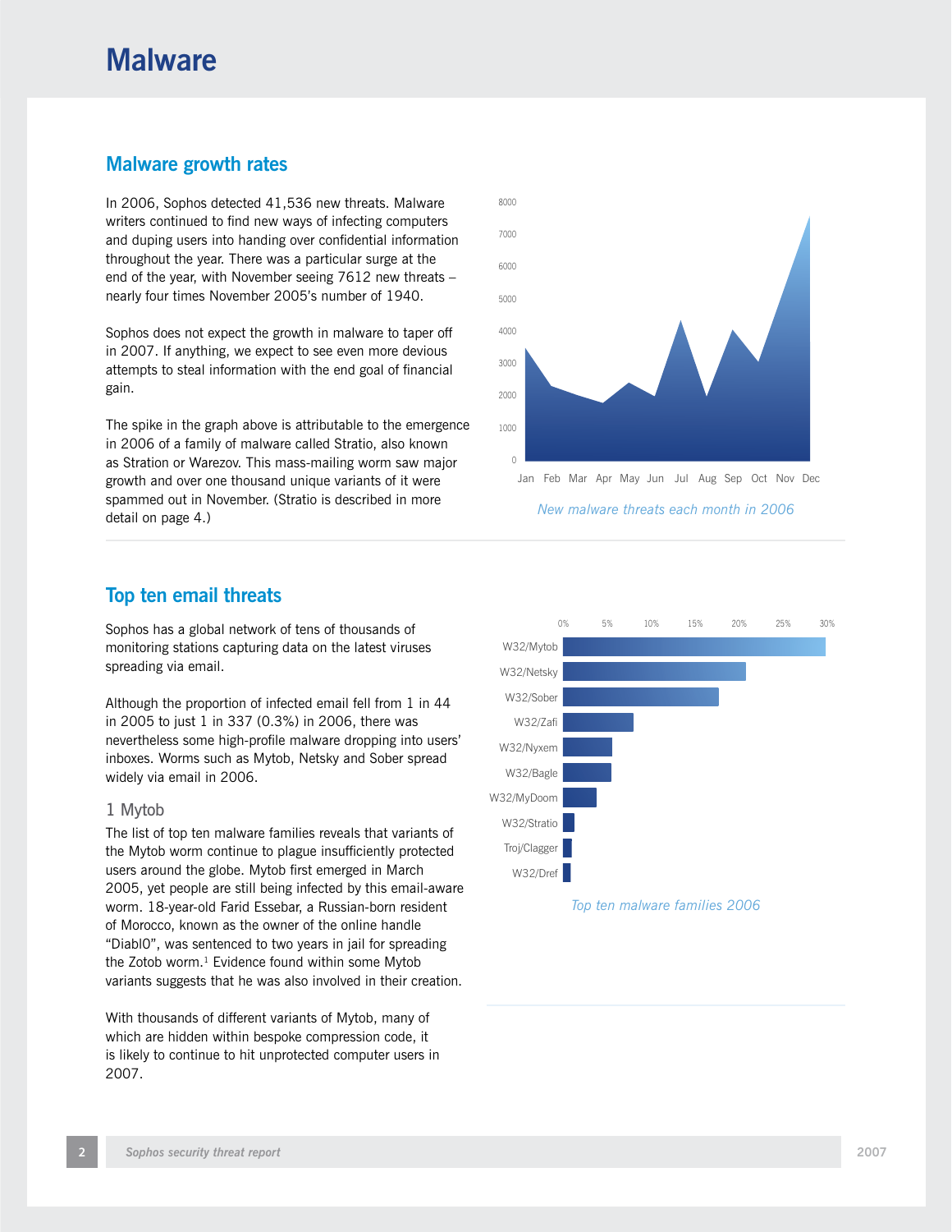# Malware

## Malware growth rates

In 2006, Sophos detected 41,536 new threats. Malware writers continued to find new ways of infecting computers and duping users into handing over confidential information throughout the year. There was a particular surge at the end of the year, with November seeing 7612 new threats – nearly four times November 2005's number of 1940.

Sophos does not expect the growth in malware to taper off in 2007. If anything, we expect to see even more devious attempts to steal information with the end goal of financial gain.

The spike in the graph above is attributable to the emergence in 2006 of a family of malware called Stratio, also known as Stration or Warezov. This mass-mailing worm saw major growth and over one thousand unique variants of it were spammed out in November. (Stratio is described in more detail on page 4.)

*New malware threats each month in 2006*

## Top ten email threats

Sophos has a global network of tens of thousands of monitoring stations capturing data on the latest viruses spreading via email.

Although the proportion of infected email fell from 1 in 44 in 2005 to just 1 in 337 (0.3%) in 2006, there was nevertheless some high-profile malware dropping into users' inboxes. Worms such as Mytob, Netsky and Sober spread widely via email in 2006.

### 1 Mytob

The list of top ten malware families reveals that variants of the Mytob worm continue to plague insufficiently protected users around the globe. Mytob first emerged in March 2005, yet people are still being infected by this email-aware worm. 18-year-old Farid Essebar, a Russian-born resident of Morocco, known as the owner of the online handle "Diabl0", was sentenced to two years in jail for spreading the Zotob worm.[1] Evidence found within some Mytob variants suggests that he was also involved in their creation.

With thousands of different variants of Mytob, many of which are hidden within bespoke compression code, it is likely to continue to hit unprotected computer users in 2007.

*Top ten malware families 2006*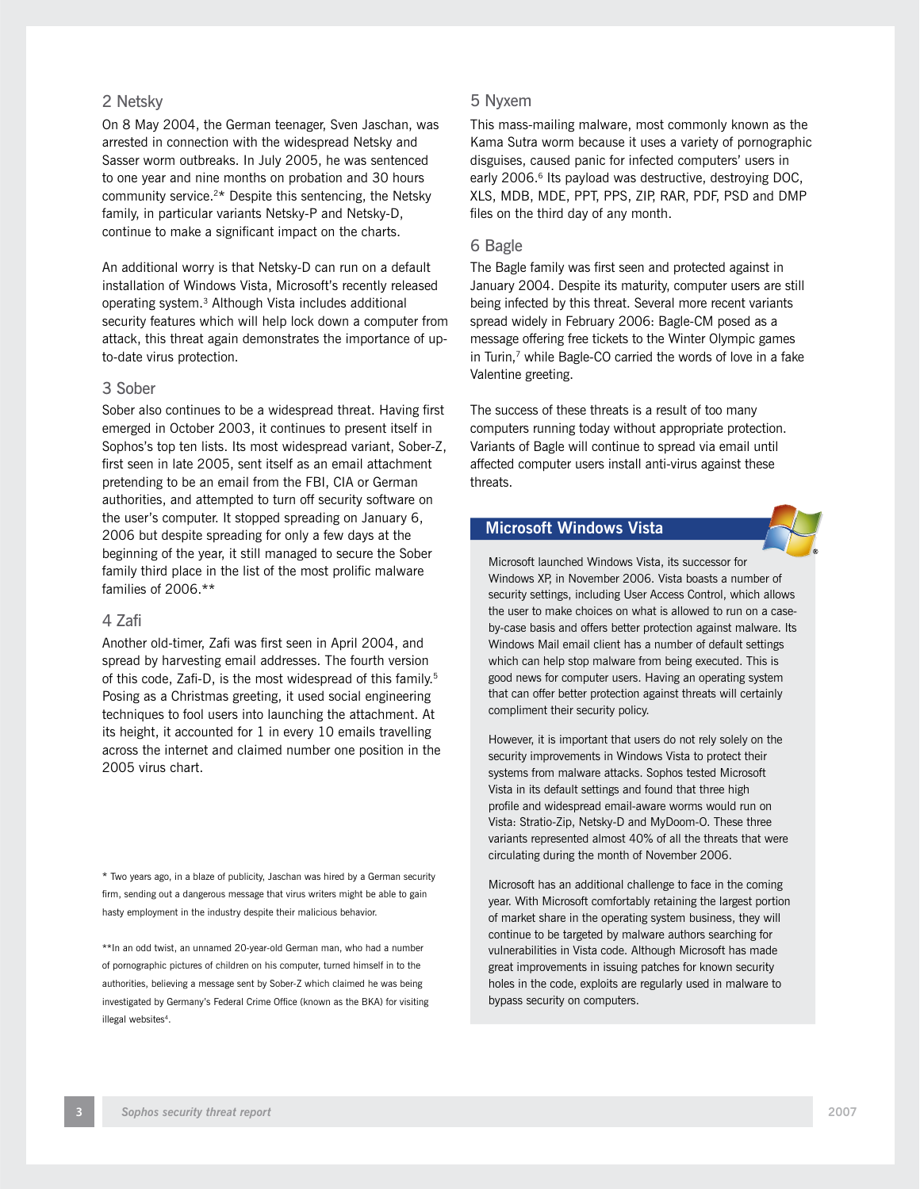## 2 Netsky

On 8 May 2004, the German teenager, Sven Jaschan, was arrested in connection with the widespread Netsky and Sasser worm outbreaks. In July 2005, he was sentenced to one year and nine months on probation and 30 hours community service.[2]* Despite this sentencing, the Netsky family, in particular variants Netsky-P and Netsky-D, continue to make a significant impact on the charts.

An additional worry is that Netsky-D can run on a default installation of Windows Vista, Microsoft's recently released operating system.[3] Although Vista includes additional security features which will help lock down a computer from attack, this threat again demonstrates the importance of up-to-date virus protection.

## 3 Sober

Sober also continues to be a widespread threat. Having first emerged in October 2003, it continues to present itself in Sophos's top ten lists. Its most widespread variant, Sober-Z, first seen in late 2005, sent itself as an email attachment pretending to be an email from the FBI, CIA or German authorities, and attempted to turn off security software on the user's computer. It stopped spreading on January 6, 2006 but despite spreading for only a few days at the beginning of the year, it still managed to secure the Sober family third place in the list of the most prolific malware families of 2006.**

## 4 Zafi

Another old-timer, Zafi was first seen in April 2004, and spread by harvesting email addresses. The fourth version of this code, Zafi-D, is the most widespread of this family.[5] Posing as a Christmas greeting, it used social engineering techniques to fool users into launching the attachment. At its height, it accounted for 1 in every 10 emails travelling across the internet and claimed number one position in the 2005 virus chart.

* Two years ago, in a blaze of publicity, Jaschan was hired by a German security firm, sending out a dangerous message that virus writers might be able to gain hasty employment in the industry despite their malicious behavior.

**In an odd twist, an unnamed 20-year-old German man, who had a number of pornographic pictures of children on his computer, turned himself in to the authorities, believing a message sent by Sober-Z which claimed he was being investigated by Germany's Federal Crime Office (known as the BKA) for visiting illegal websites[4].

## 5 Nyxem

This mass-mailing malware, most commonly known as the Kama Sutra worm because it uses a variety of pornographic disguises, caused panic for infected computers' users in early 2006.[6] Its payload was destructive, destroying DOC, XLS, MDB, MDE, PPT, PPS, ZIP, RAR, PDF, PSD and DMP files on the third day of any month.

## 6 Bagle

The Bagle family was first seen and protected against in January 2004. Despite its maturity, computer users are still being infected by this threat. Several more recent variants spread widely in February 2006: Bagle-CM posed as a message offering free tickets to the Winter Olympic games in Turin,[7] while Bagle-CO carried the words of love in a fake Valentine greeting.

The success of these threats is a result of too many computers running today without appropriate protection. Variants of Bagle will continue to spread via email until affected computer users install anti-virus against these threats.

## Microsoft Windows Vista

Microsoft launched Windows Vista, its successor for Windows XP, in November 2006. Vista boasts a number of security settings, including User Access Control, which allows the user to make choices on what is allowed to run on a case-by-case basis and offers better protection against malware. Its Windows Mail email client has a number of default settings which can help stop malware from being executed. This is good news for computer users. Having an operating system that can offer better protection against threats will certainly compliment their security policy.

However, it is important that users do not rely solely on the security improvements in Windows Vista to protect their systems from malware attacks. Sophos tested Microsoft Vista in its default settings and found that three high profile and widespread email-aware worms would run on Vista: Stratio-Zip, Netsky-D and MyDoom-O. These three variants represented almost 40% of all the threats that were circulating during the month of November 2006.

Microsoft has an additional challenge to face in the coming year. With Microsoft comfortably retaining the largest portion of market share in the operating system business, they will continue to be targeted by malware authors searching for vulnerabilities in Vista code. Although Microsoft has made great improvements in issuing patches for known security holes in the code, exploits are regularly used in malware to bypass security on computers.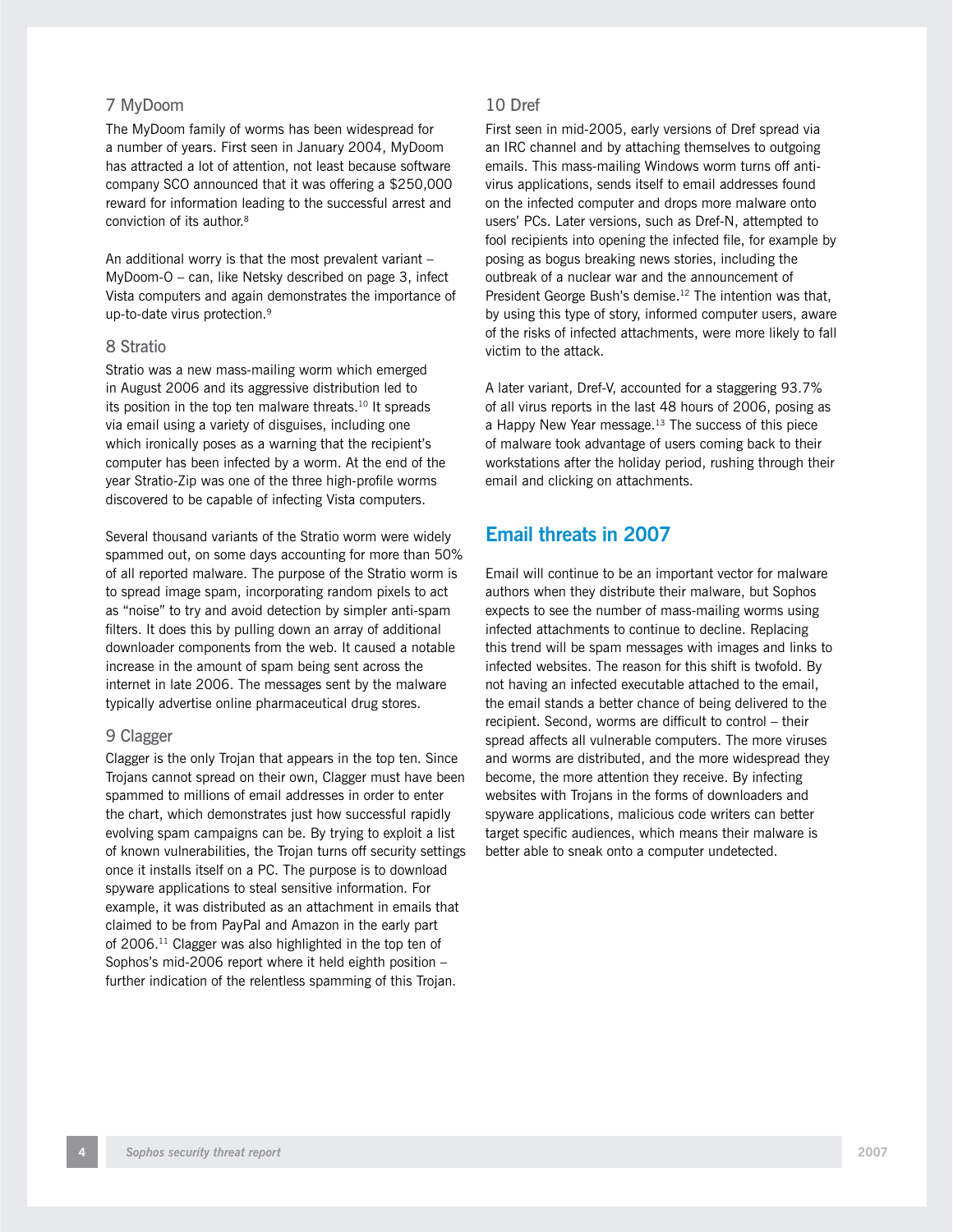### 7 MyDoom

The MyDoom family of worms has been widespread for a number of years. First seen in January 2004, MyDoom has attracted a lot of attention, not least because software company SCO announced that it was offering a $250,000 reward for information leading to the successful arrest and conviction of its author.[8]

An additional worry is that the most prevalent variant – MyDoom-O – can, like Netsky described on page 3, infect Vista computers and again demonstrates the importance of up-to-date virus protection.[9]

### 8 Stratio

Stratio was a new mass-mailing worm which emerged in August 2006 and its aggressive distribution led to its position in the top ten malware threats.[10] It spreads via email using a variety of disguises, including one which ironically poses as a warning that the recipient's computer has been infected by a worm. At the end of the year Stratio-Zip was one of the three high-profile worms discovered to be capable of infecting Vista computers.

Several thousand variants of the Stratio worm were widely spammed out, on some days accounting for more than 50% of all reported malware. The purpose of the Stratio worm is to spread image spam, incorporating random pixels to act as "noise" to try and avoid detection by simpler anti-spam filters. It does this by pulling down an array of additional downloader components from the web. It caused a notable increase in the amount of spam being sent across the internet in late 2006. The messages sent by the malware typically advertise online pharmaceutical drug stores.

### 9 Clagger

Clagger is the only Trojan that appears in the top ten. Since Trojans cannot spread on their own, Clagger must have been spammed to millions of email addresses in order to enter the chart, which demonstrates just how successful rapidly evolving spam campaigns can be. By trying to exploit a list of known vulnerabilities, the Trojan turns off security settings once it installs itself on a PC. The purpose is to download spyware applications to steal sensitive information. For example, it was distributed as an attachment in emails that claimed to be from PayPal and Amazon in the early part of 2006.[11] Clagger was also highlighted in the top ten of Sophos's mid-2006 report where it held eighth position – further indication of the relentless spamming of this Trojan.

### 10 Dref

First seen in mid-2005, early versions of Dref spread via an IRC channel and by attaching themselves to outgoing emails. This mass-mailing Windows worm turns off anti-virus applications, sends itself to email addresses found on the infected computer and drops more malware onto users' PCs. Later versions, such as Dref-N, attempted to fool recipients into opening the infected file, for example by posing as bogus breaking news stories, including the outbreak of a nuclear war and the announcement of President George Bush's demise.[12] The intention was that, by using this type of story, informed computer users, aware of the risks of infected attachments, were more likely to fall victim to the attack.

A later variant, Dref-V, accounted for a staggering 93.7% of all virus reports in the last 48 hours of 2006, posing as a Happy New Year message.[13] The success of this piece of malware took advantage of users coming back to their workstations after the holiday period, rushing through their email and clicking on attachments.

## Email threats in 2007

Email will continue to be an important vector for malware authors when they distribute their malware, but Sophos expects to see the number of mass-mailing worms using infected attachments to continue to decline. Replacing this trend will be spam messages with images and links to infected websites. The reason for this shift is twofold. By not having an infected executable attached to the email, the email stands a better chance of being delivered to the recipient. Second, worms are difficult to control – their spread affects all vulnerable computers. The more viruses and worms are distributed, and the more widespread they become, the more attention they receive. By infecting websites with Trojans in the forms of downloaders and spyware applications, malicious code writers can better target specific audiences, which means their malware is better able to sneak onto a computer undetected.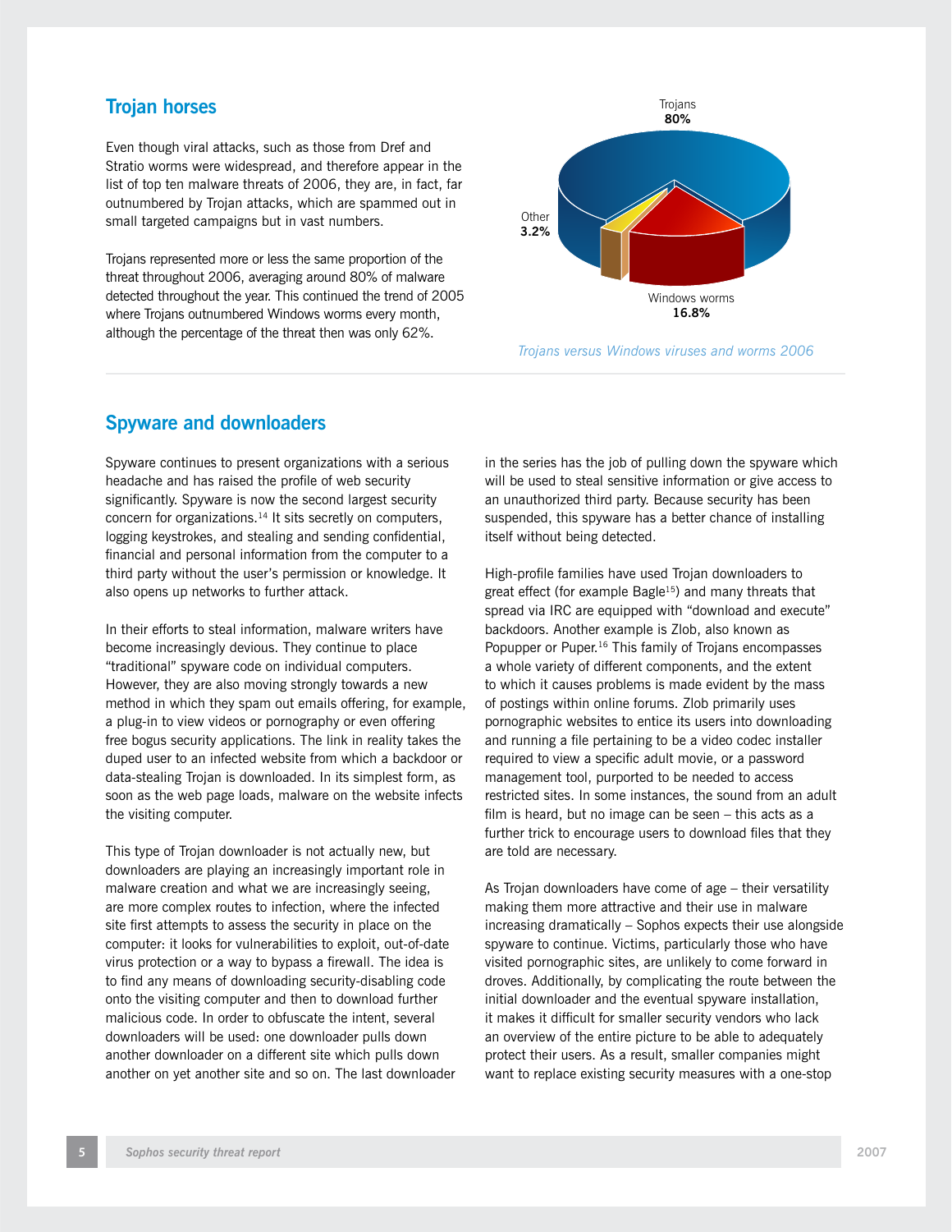## Trojan horses

Even though viral attacks, such as those from Dref and Stratio worms were widespread, and therefore appear in the list of top ten malware threats of 2006, they are, in fact, far outnumbered by Trojan attacks, which are spammed out in small targeted campaigns but in vast numbers.

Trojans represented more or less the same proportion of the threat throughout 2006, averaging around 80% of malware detected throughout the year. This continued the trend of 2005 where Trojans outnumbered Windows worms every month, although the percentage of the threat then was only 62%.

Trojans **80%**

Other **3.2%**

Windows worms **16.8%**

*Trojans versus Windows viruses and worms 2006*

## Spyware and downloaders

Spyware continues to present organizations with a serious headache and has raised the profile of web security significantly. Spyware is now the second largest security concern for organizations.[14] It sits secretly on computers, logging keystrokes, and stealing and sending confidential, financial and personal information from the computer to a third party without the user's permission or knowledge. It also opens up networks to further attack.

In their efforts to steal information, malware writers have become increasingly devious. They continue to place "traditional" spyware code on individual computers. However, they are also moving strongly towards a new method in which they spam out emails offering, for example, a plug-in to view videos or pornography or even offering free bogus security applications. The link in reality takes the duped user to an infected website from which a backdoor or data-stealing Trojan is downloaded. In its simplest form, as soon as the web page loads, malware on the website infects the visiting computer.

This type of Trojan downloader is not actually new, but downloaders are playing an increasingly important role in malware creation and what we are increasingly seeing, are more complex routes to infection, where the infected site first attempts to assess the security in place on the computer: it looks for vulnerabilities to exploit, out-of-date virus protection or a way to bypass a firewall. The idea is to find any means of downloading security-disabling code onto the visiting computer and then to download further malicious code. In order to obfuscate the intent, several downloaders will be used: one downloader pulls down another downloader on a different site which pulls down another on yet another site and so on. The last downloader in the series has the job of pulling down the spyware which will be used to steal sensitive information or give access to an unauthorized third party. Because security has been suspended, this spyware has a better chance of installing itself without being detected.

High-profile families have used Trojan downloaders to great effect (for example Bagle[15]) and many threats that spread via IRC are equipped with "download and execute" backdoors. Another example is Zlob, also known as Popupper or Puper.[16] This family of Trojans encompasses a whole variety of different components, and the extent to which it causes problems is made evident by the mass of postings within online forums. Zlob primarily uses pornographic websites to entice its users into downloading and running a file pertaining to be a video codec installer required to view a specific adult movie, or a password management tool, purported to be needed to access restricted sites. In some instances, the sound from an adult film is heard, but no image can be seen – this acts as a further trick to encourage users to download files that they are told are necessary.

As Trojan downloaders have come of age – their versatility making them more attractive and their use in malware increasing dramatically – Sophos expects their use alongside spyware to continue. Victims, particularly those who have visited pornographic sites, are unlikely to come forward in droves. Additionally, by complicating the route between the initial downloader and the eventual spyware installation, it makes it difficult for smaller security vendors who lack an overview of the entire picture to be able to adequately protect their users. As a result, smaller companies might want to replace existing security measures with a one-stop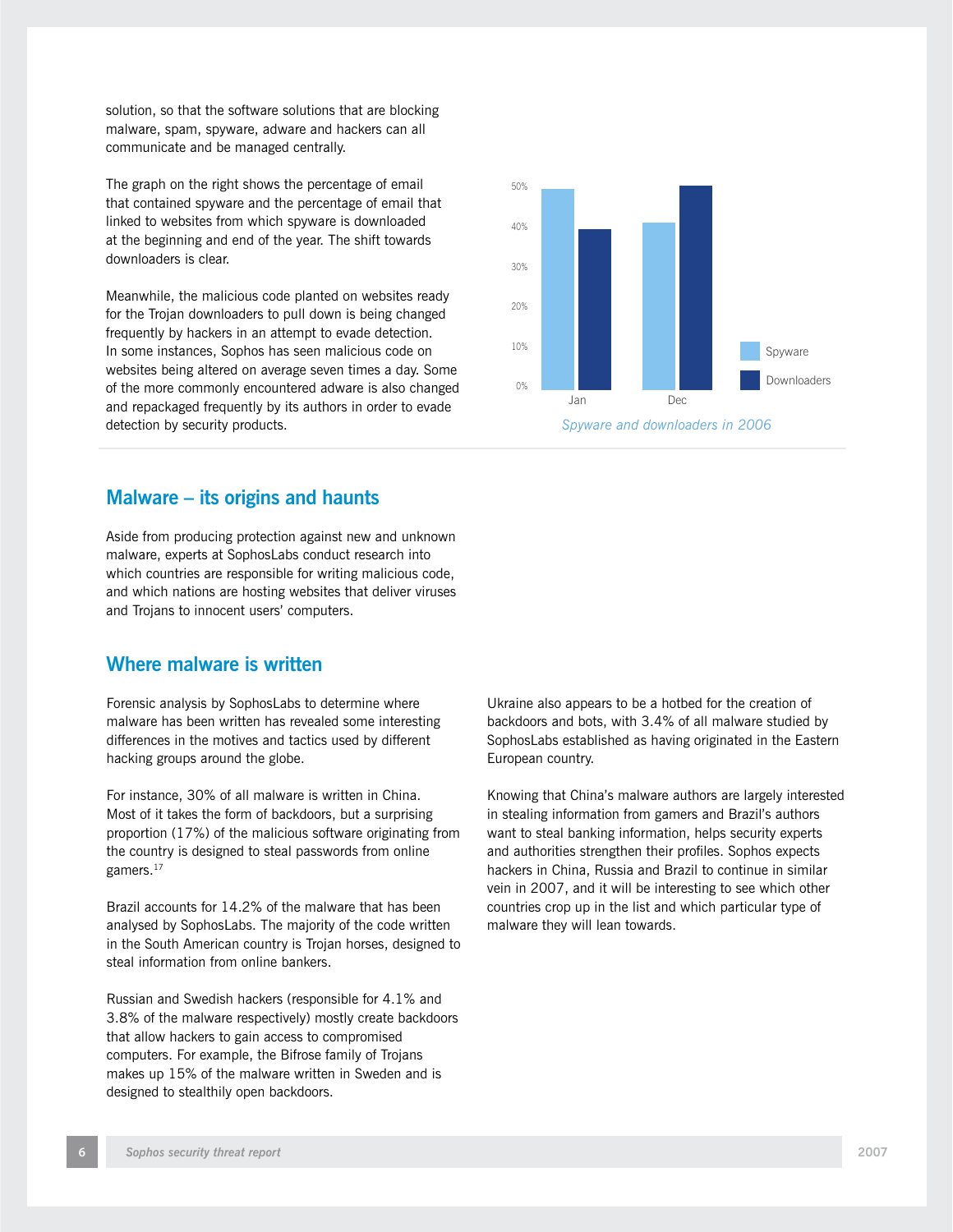solution, so that the software solutions that are blocking malware, spam, spyware, adware and hackers can all communicate and be managed centrally.

The graph on the right shows the percentage of email that contained spyware and the percentage of email that linked to websites from which spyware is downloaded at the beginning and end of the year. The shift towards downloaders is clear.

Meanwhile, the malicious code planted on websites ready for the Trojan downloaders to pull down is being changed frequently by hackers in an attempt to evade detection. In some instances, Sophos has seen malicious code on websites being altered on average seven times a day. Some of the more commonly encountered adware is also changed and repackaged frequently by its authors in order to evade detection by security products.

*Spyware and downloaders in 2006*

## Malware – its origins and haunts

Aside from producing protection against new and unknown malware, experts at SophosLabs conduct research into which countries are responsible for writing malicious code, and which nations are hosting websites that deliver viruses and Trojans to innocent users' computers.

## Where malware is written

Forensic analysis by SophosLabs to determine where malware has been written has revealed some interesting differences in the motives and tactics used by different hacking groups around the globe.

For instance, 30% of all malware is written in China. Most of it takes the form of backdoors, but a surprising proportion (17%) of the malicious software originating from the country is designed to steal passwords from online gamers.[17]

Brazil accounts for 14.2% of the malware that has been analysed by SophosLabs. The majority of the code written in the South American country is Trojan horses, designed to steal information from online bankers.

Russian and Swedish hackers (responsible for 4.1% and 3.8% of the malware respectively) mostly create backdoors that allow hackers to gain access to compromised computers. For example, the Bifrose family of Trojans makes up 15% of the malware written in Sweden and is designed to stealthily open backdoors.

Ukraine also appears to be a hotbed for the creation of backdoors and bots, with 3.4% of all malware studied by SophosLabs established as having originated in the Eastern European country.

Knowing that China's malware authors are largely interested in stealing information from gamers and Brazil's authors want to steal banking information, helps security experts and authorities strengthen their profiles. Sophos expects hackers in China, Russia and Brazil to continue in similar vein in 2007, and it will be interesting to see which other countries crop up in the list and which particular type of malware they will lean towards.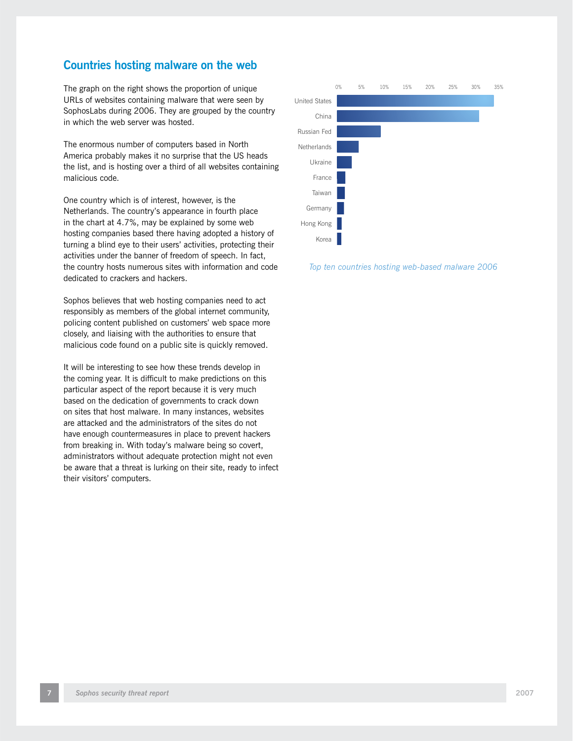## Countries hosting malware on the web

The graph on the right shows the proportion of unique URLs of websites containing malware that were seen by SophosLabs during 2006. They are grouped by the country in which the web server was hosted.

The enormous number of computers based in North America probably makes it no surprise that the US heads the list, and is hosting over a third of all websites containing malicious code.

One country which is of interest, however, is the Netherlands. The country's appearance in fourth place in the chart at 4.7%, may be explained by some web hosting companies based there having adopted a history of turning a blind eye to their users' activities, protecting their activities under the banner of freedom of speech. In fact, the country hosts numerous sites with information and code dedicated to crackers and hackers.

Sophos believes that web hosting companies need to act responsibly as members of the global internet community, policing content published on customers' web space more closely, and liaising with the authorities to ensure that malicious code found on a public site is quickly removed.

It will be interesting to see how these trends develop in the coming year. It is difficult to make predictions on this particular aspect of the report because it is very much based on the dedication of governments to crack down on sites that host malware. In many instances, websites are attacked and the administrators of the sites do not have enough countermeasures in place to prevent hackers from breaking in. With today's malware being so covert, administrators without adequate protection might not even be aware that a threat is lurking on their site, ready to infect their visitors' computers.

*Top ten countries hosting web-based malware 2006*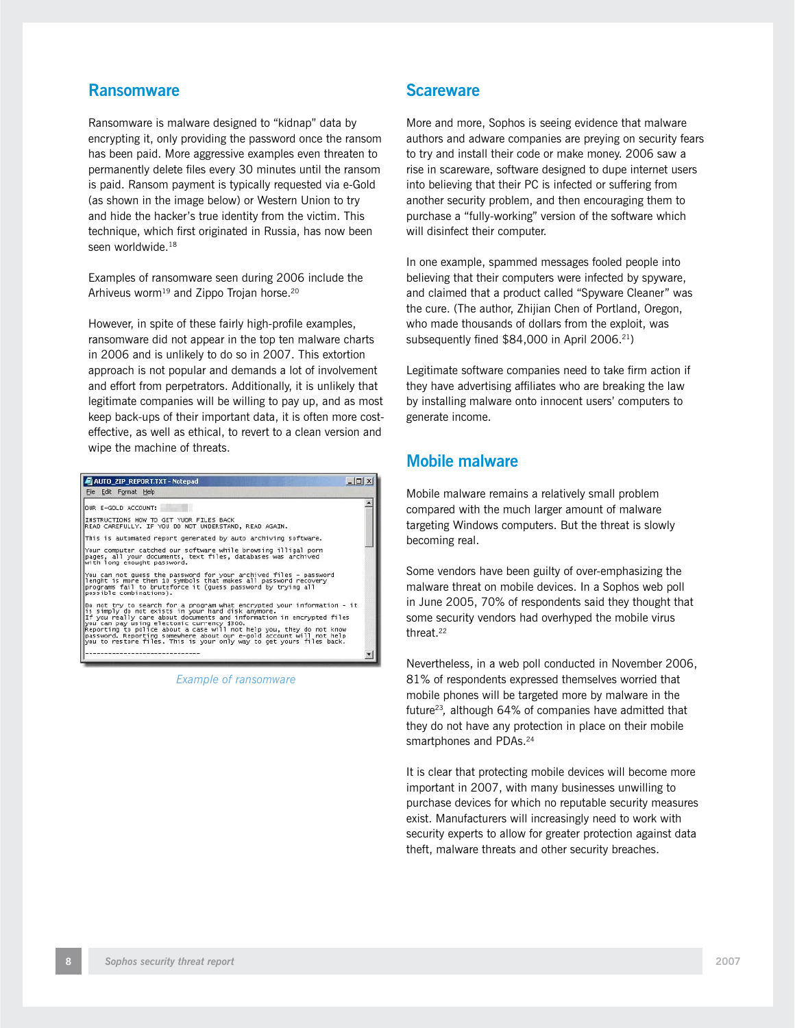## Ransomware

Ransomware is malware designed to "kidnap" data by encrypting it, only providing the password once the ransom has been paid. More aggressive examples even threaten to permanently delete files every 30 minutes until the ransom is paid. Ransom payment is typically requested via e-Gold (as shown in the image below) or Western Union to try and hide the hacker's true identity from the victim. This technique, which first originated in Russia, has now been seen worldwide.[18]

Examples of ransomware seen during 2006 include the Arhiveus worm[19] and Zippo Trojan horse.[20]

However, in spite of these fairly high-profile examples, ransomware did not appear in the top ten malware charts in 2006 and is unlikely to do so in 2007. This extortion approach is not popular and demands a lot of involvement and effort from perpetrators. Additionally, it is unlikely that legitimate companies will be willing to pay up, and as most keep back-ups of their important data, it is often more cost-effective, as well as ethical, to revert to a clean version and wipe the machine of threats.

```
OUR E-GOLD ACCOUNT:

INSTRUCTIONS HOW TO GET YUOR FILES BACK
READ CAREFULLY. IF YOU DO NOT UNDERSTAND, READ AGAIN.

This is automated report generated by auto archiving software.

Your computer catched our software while browsing illigal porn
pages, all your documents, text files, databases was archived
with long enought password.

You can not guess the password for your archived files - password
lenght is more then 10 symbols that makes all password recovery
programs fail to bruteforce it (guess password by trying all
possible combinations).

Do not try to search for a program what encrypted your information - it
is simply do not exists in your hard disk anymore.
If you really care about documents and information in encrypted files
you can pay using electonic currency $300.
Reporting to police about a case will not help you, they do not know
password. Reporting somewhere about our e-gold account will not help
you to restore files. This is your only way to get yours files back.
```

*Example of ransomware*

## Scareware

More and more, Sophos is seeing evidence that malware authors and adware companies are preying on security fears to try and install their code or make money. 2006 saw a rise in scareware, software designed to dupe internet users into believing that their PC is infected or suffering from another security problem, and then encouraging them to purchase a "fully-working" version of the software which will disinfect their computer.

In one example, spammed messages fooled people into believing that their computers were infected by spyware, and claimed that a product called "Spyware Cleaner" was the cure. (The author, Zhijian Chen of Portland, Oregon, who made thousands of dollars from the exploit, was subsequently fined $84,000 in April 2006.[21])

Legitimate software companies need to take firm action if they have advertising affiliates who are breaking the law by installing malware onto innocent users' computers to generate income.

## Mobile malware

Mobile malware remains a relatively small problem compared with the much larger amount of malware targeting Windows computers. But the threat is slowly becoming real.

Some vendors have been guilty of over-emphasizing the malware threat on mobile devices. In a Sophos web poll in June 2005, 70% of respondents said they thought that some security vendors had overhyped the mobile virus threat.[22]

Nevertheless, in a web poll conducted in November 2006, 81% of respondents expressed themselves worried that mobile phones will be targeted more by malware in the future[23], although 64% of companies have admitted that they do not have any protection in place on their mobile smartphones and PDAs.[24]

It is clear that protecting mobile devices will become more important in 2007, with many businesses unwilling to purchase devices for which no reputable security measures exist. Manufacturers will increasingly need to work with security experts to allow for greater protection against data theft, malware threats and other security breaches.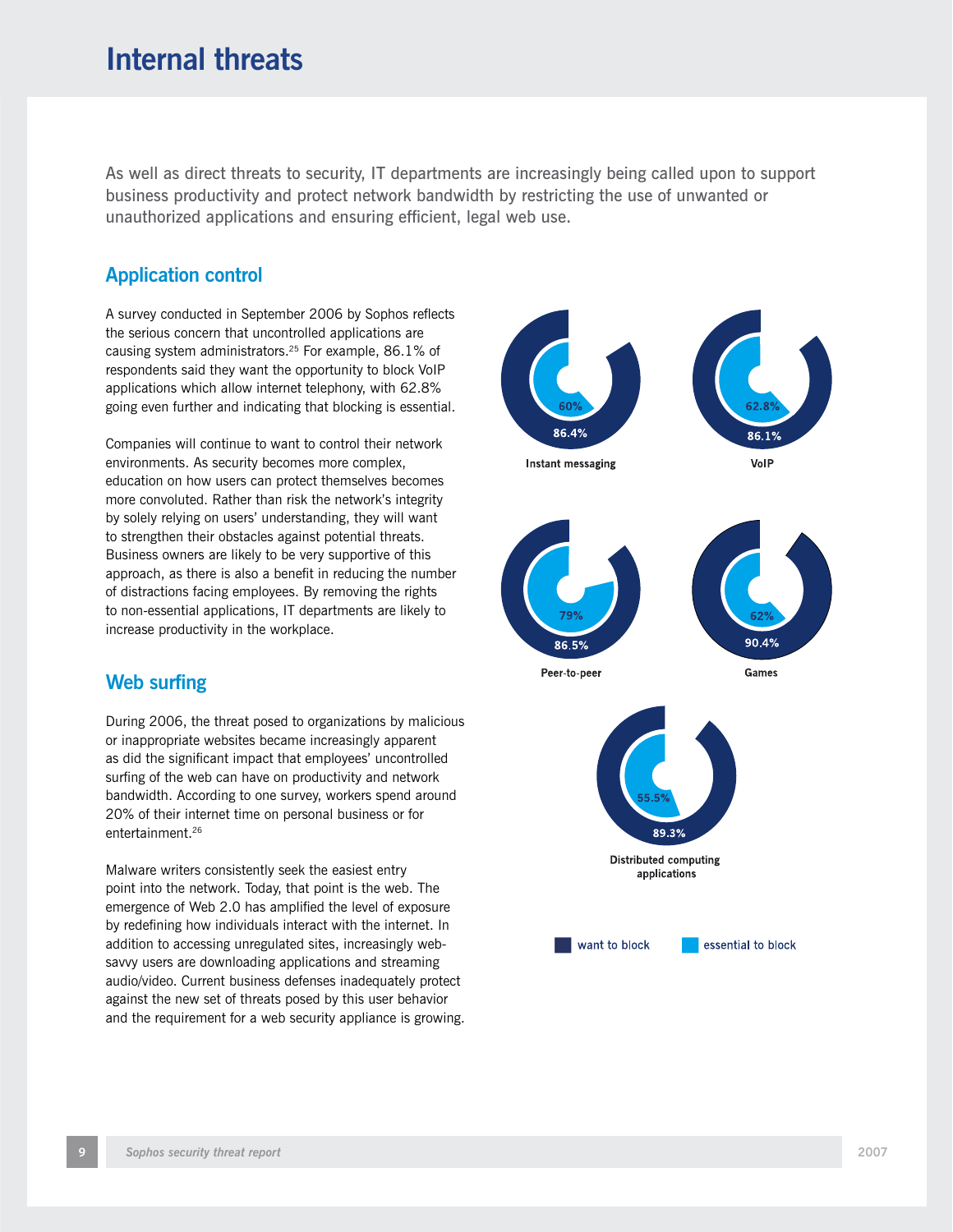# Internal threats

As well as direct threats to security, IT departments are increasingly being called upon to support business productivity and protect network bandwidth by restricting the use of unwanted or unauthorized applications and ensuring efficient, legal web use.

## Application control

A survey conducted in September 2006 by Sophos reflects the serious concern that uncontrolled applications are causing system administrators.[25] For example, 86.1% of respondents said they want the opportunity to block VoIP applications which allow internet telephony, with 62.8% going even further and indicating that blocking is essential.

Companies will continue to want to control their network environments. As security becomes more complex, education on how users can protect themselves becomes more convoluted. Rather than risk the network's integrity by solely relying on users' understanding, they will want to strengthen their obstacles against potential threats. Business owners are likely to be very supportive of this approach, as there is also a benefit in reducing the number of distractions facing employees. By removing the rights to non-essential applications, IT departments are likely to increase productivity in the workplace.

| Application | want to block | essential to block |
|---|---|---|
| Instant messaging | 86.4% | 60% |
| VoIP | 86.1% | 62.8% |
| Peer-to-peer | 86.5% | 79% |
| Games | 90.4% | 62% |
| Distributed computing applications | 89.3% | 55.5% |

## Web surfing

During 2006, the threat posed to organizations by malicious or inappropriate websites became increasingly apparent as did the significant impact that employees' uncontrolled surfing of the web can have on productivity and network bandwidth. According to one survey, workers spend around 20% of their internet time on personal business or for entertainment.[26]

Malware writers consistently seek the easiest entry point into the network. Today, that point is the web. The emergence of Web 2.0 has amplified the level of exposure by redefining how individuals interact with the internet. In addition to accessing unregulated sites, increasingly web-savvy users are downloading applications and streaming audio/video. Current business defenses inadequately protect against the new set of threats posed by this user behavior and the requirement for a web security appliance is growing.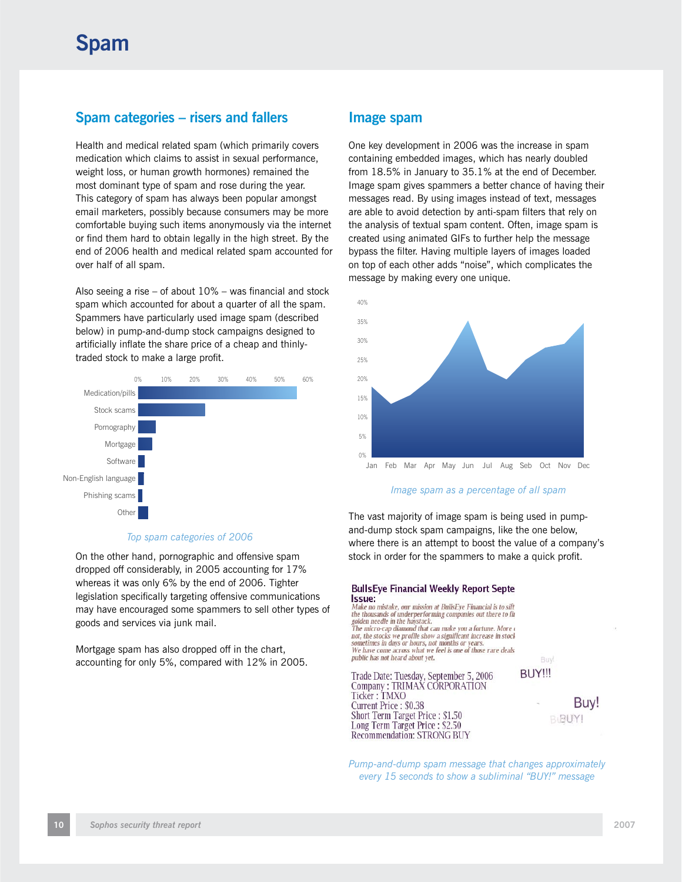# Spam

## Spam categories – risers and fallers

Health and medical related spam (which primarily covers medication which claims to assist in sexual performance, weight loss, or human growth hormones) remained the most dominant type of spam and rose during the year. This category of spam has always been popular amongst email marketers, possibly because consumers may be more comfortable buying such items anonymously via the internet or find them hard to obtain legally in the high street. By the end of 2006 health and medical related spam accounted for over half of all spam.

Also seeing a rise – of about 10% – was financial and stock spam which accounted for about a quarter of all the spam. Spammers have particularly used image spam (described below) in pump-and-dump stock campaigns designed to artificially inflate the share price of a cheap and thinly-traded stock to make a large profit.

*Top spam categories of 2006*

On the other hand, pornographic and offensive spam dropped off considerably, in 2005 accounting for 17% whereas it was only 6% by the end of 2006. Tighter legislation specifically targeting offensive communications may have encouraged some spammers to sell other types of goods and services via junk mail.

Mortgage spam has also dropped off in the chart, accounting for only 5%, compared with 12% in 2005.

## Image spam

One key development in 2006 was the increase in spam containing embedded images, which has nearly doubled from 18.5% in January to 35.1% at the end of December. Image spam gives spammers a better chance of having their messages read. By using images instead of text, messages are able to avoid detection by anti-spam filters that rely on the analysis of textual spam content. Often, image spam is created using animated GIFs to further help the message bypass the filter. Having multiple layers of images loaded on top of each other adds "noise", which complicates the message by making every one unique.

*Image spam as a percentage of all spam*

The vast majority of image spam is being used in pump-and-dump stock spam campaigns, like the one below, where there is an attempt to boost the value of a company's stock in order for the spammers to make a quick profit.

*Pump-and-dump spam message that changes approximately every 15 seconds to show a subliminal "BUY!" message*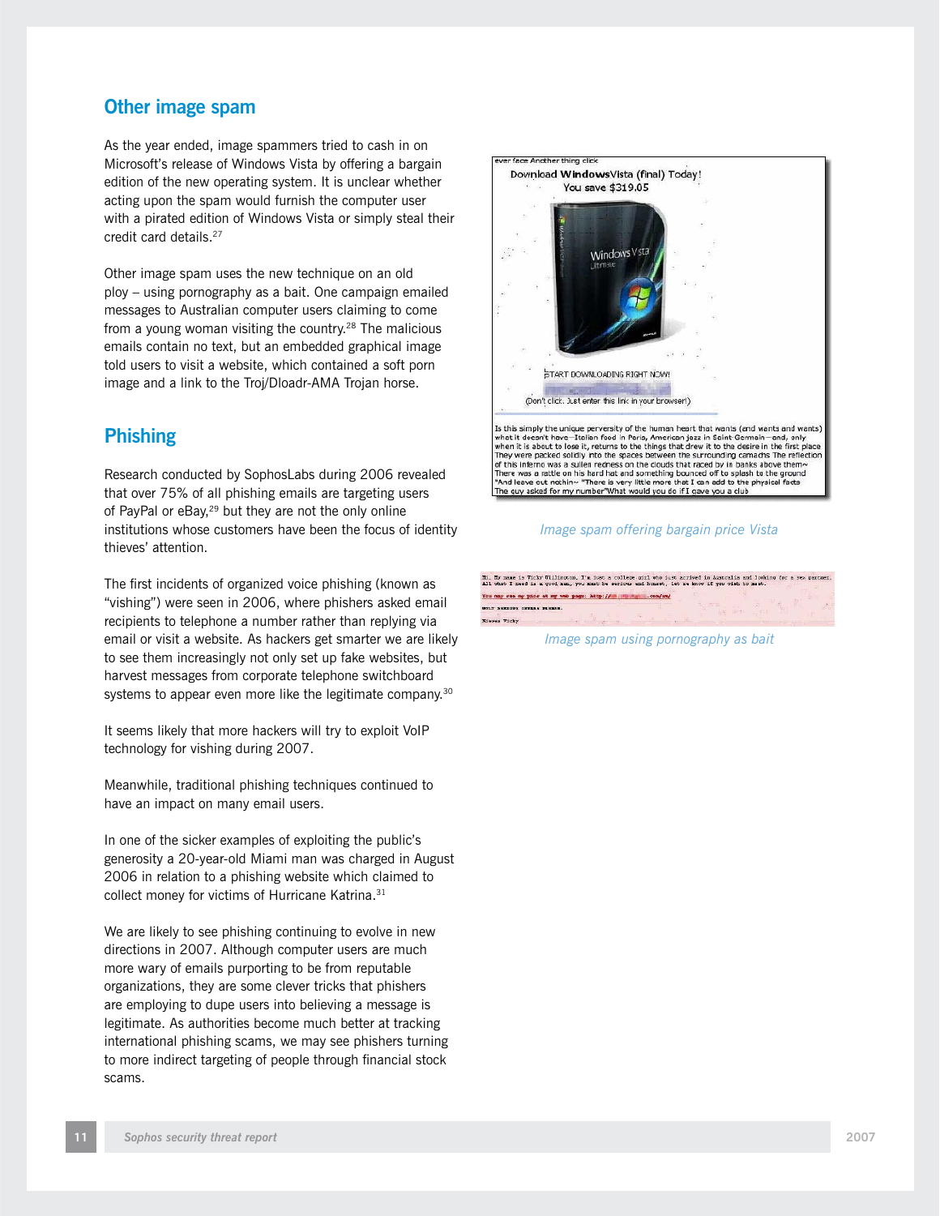## Other image spam

As the year ended, image spammers tried to cash in on Microsoft's release of Windows Vista by offering a bargain edition of the new operating system. It is unclear whether acting upon the spam would furnish the computer user with a pirated edition of Windows Vista or simply steal their credit card details.[27]

Other image spam uses the new technique on an old ploy – using pornography as a bait. One campaign emailed messages to Australian computer users claiming to come from a young woman visiting the country.[28] The malicious emails contain no text, but an embedded graphical image told users to visit a website, which contained a soft porn image and a link to the Troj/Dloadr-AMA Trojan horse.

## Phishing

Research conducted by SophosLabs during 2006 revealed that over 75% of all phishing emails are targeting users of PayPal or eBay,[29] but they are not the only online institutions whose customers have been the focus of identity thieves' attention.

The first incidents of organized voice phishing (known as "vishing") were seen in 2006, where phishers asked email recipients to telephone a number rather than replying via email or visit a website. As hackers get smarter we are likely to see them increasingly not only set up fake websites, but harvest messages from corporate telephone switchboard systems to appear even more like the legitimate company.[30]

It seems likely that more hackers will try to exploit VoIP technology for vishing during 2007.

Meanwhile, traditional phishing techniques continued to have an impact on many email users.

In one of the sicker examples of exploiting the public's generosity a 20-year-old Miami man was charged in August 2006 in relation to a phishing website which claimed to collect money for victims of Hurricane Katrina.[31]

We are likely to see phishing continuing to evolve in new directions in 2007. Although computer users are much more wary of emails purporting to be from reputable organizations, they are some clever tricks that phishers are employing to dupe users into believing a message is legitimate. As authorities become much better at tracking international phishing scams, we may see phishers turning to more indirect targeting of people through financial stock scams.

*Image spam offering bargain price Vista*

*Image spam using pornography as bait*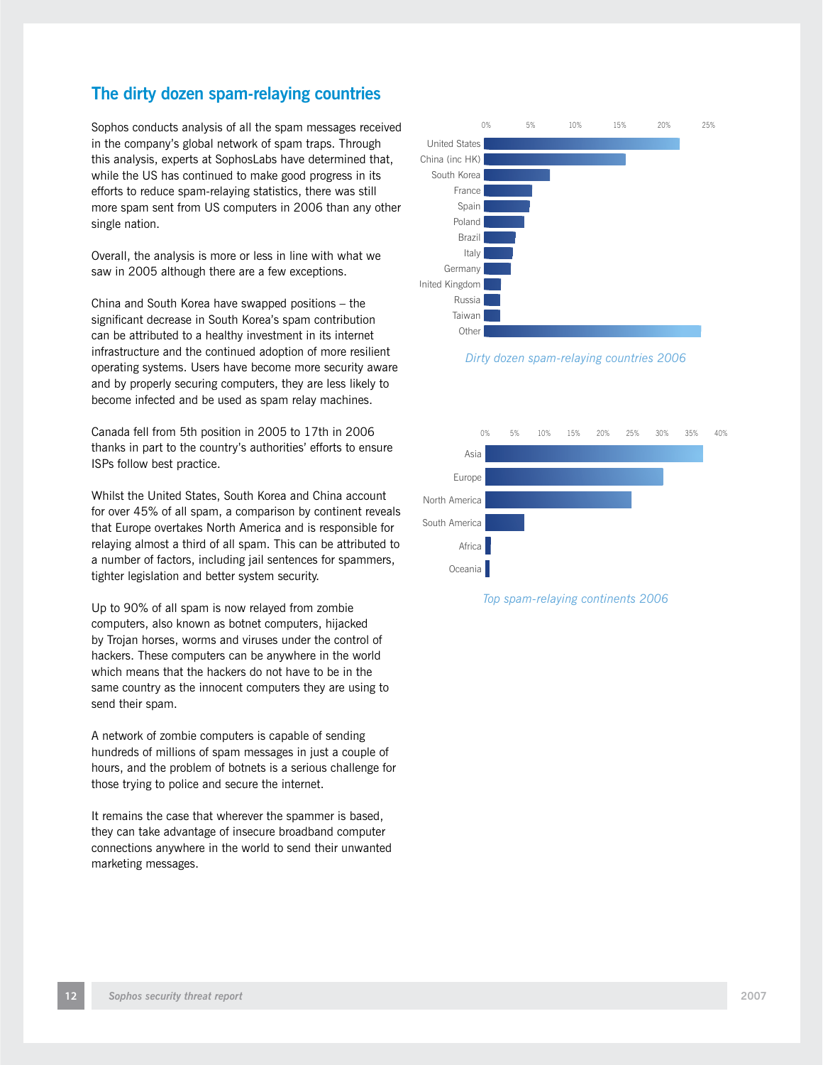## The dirty dozen spam-relaying countries

Sophos conducts analysis of all the spam messages received in the company's global network of spam traps. Through this analysis, experts at SophosLabs have determined that, while the US has continued to make good progress in its efforts to reduce spam-relaying statistics, there was still more spam sent from US computers in 2006 than any other single nation.

Overall, the analysis is more or less in line with what we saw in 2005 although there are a few exceptions.

China and South Korea have swapped positions – the significant decrease in South Korea's spam contribution can be attributed to a healthy investment in its internet infrastructure and the continued adoption of more resilient operating systems. Users have become more security aware and by properly securing computers, they are less likely to become infected and be used as spam relay machines.

Canada fell from 5th position in 2005 to 17th in 2006 thanks in part to the country's authorities' efforts to ensure ISPs follow best practice.

Whilst the United States, South Korea and China account for over 45% of all spam, a comparison by continent reveals that Europe overtakes North America and is responsible for relaying almost a third of all spam. This can be attributed to a number of factors, including jail sentences for spammers, tighter legislation and better system security.

Up to 90% of all spam is now relayed from zombie computers, also known as botnet computers, hijacked by Trojan horses, worms and viruses under the control of hackers. These computers can be anywhere in the world which means that the hackers do not have to be in the same country as the innocent computers they are using to send their spam.

A network of zombie computers is capable of sending hundreds of millions of spam messages in just a couple of hours, and the problem of botnets is a serious challenge for those trying to police and secure the internet.

It remains the case that wherever the spammer is based, they can take advantage of insecure broadband computer connections anywhere in the world to send their unwanted marketing messages.

*Dirty dozen spam-relaying countries 2006*

*Top spam-relaying continents 2006*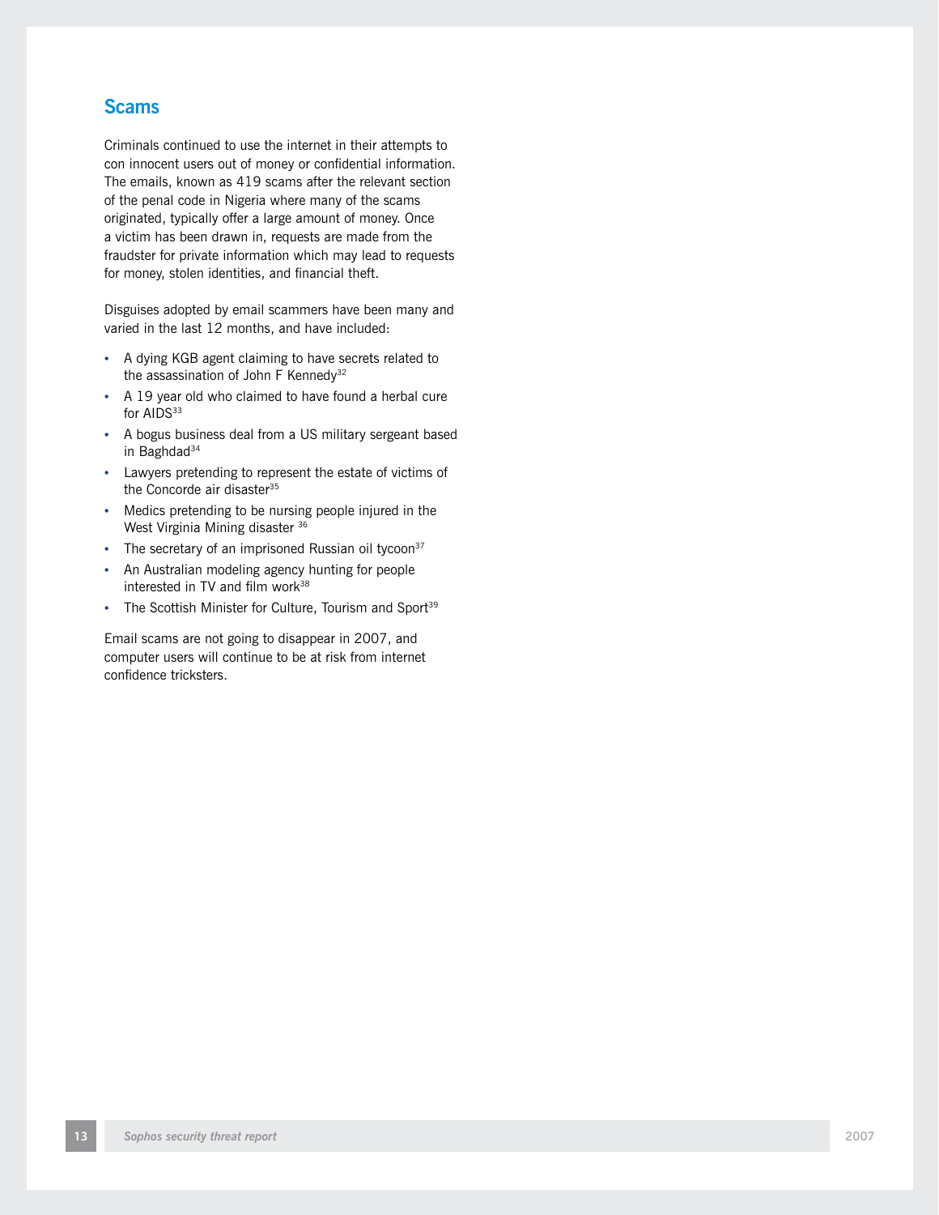## Scams

Criminals continued to use the internet in their attempts to con innocent users out of money or confidential information. The emails, known as 419 scams after the relevant section of the penal code in Nigeria where many of the scams originated, typically offer a large amount of money. Once a victim has been drawn in, requests are made from the fraudster for private information which may lead to requests for money, stolen identities, and financial theft.

Disguises adopted by email scammers have been many and varied in the last 12 months, and have included:

- A dying KGB agent claiming to have secrets related to the assassination of John F Kennedy[32]
- A 19 year old who claimed to have found a herbal cure for AIDS[33]
- A bogus business deal from a US military sergeant based in Baghdad[34]
- Lawyers pretending to represent the estate of victims of the Concorde air disaster[35]
- Medics pretending to be nursing people injured in the West Virginia Mining disaster [36]
- The secretary of an imprisoned Russian oil tycoon[37]
- An Australian modeling agency hunting for people interested in TV and film work[38]
- The Scottish Minister for Culture, Tourism and Sport[39]

Email scams are not going to disappear in 2007, and computer users will continue to be at risk from internet confidence tricksters.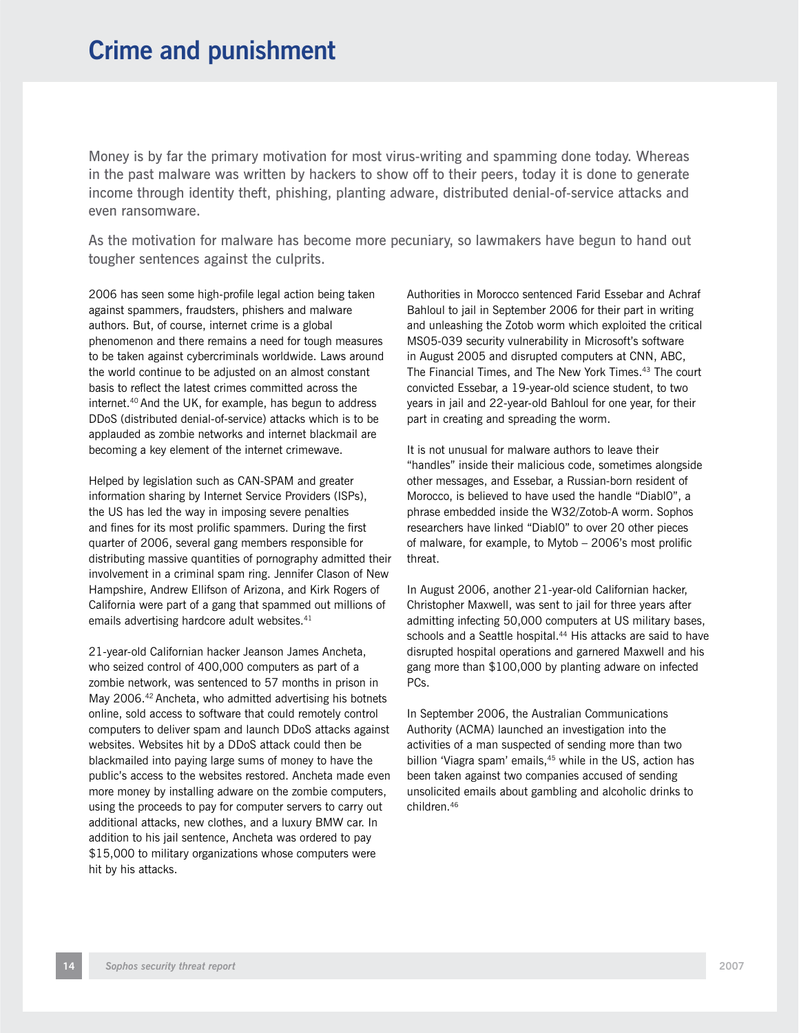# Crime and punishment

Money is by far the primary motivation for most virus-writing and spamming done today. Whereas in the past malware was written by hackers to show off to their peers, today it is done to generate income through identity theft, phishing, planting adware, distributed denial-of-service attacks and even ransomware.

As the motivation for malware has become more pecuniary, so lawmakers have begun to hand out tougher sentences against the culprits.

2006 has seen some high-profile legal action being taken against spammers, fraudsters, phishers and malware authors. But, of course, internet crime is a global phenomenon and there remains a need for tough measures to be taken against cybercriminals worldwide. Laws around the world continue to be adjusted on an almost constant basis to reflect the latest crimes committed across the internet.[40] And the UK, for example, has begun to address DDoS (distributed denial-of-service) attacks which is to be applauded as zombie networks and internet blackmail are becoming a key element of the internet crimewave.

Helped by legislation such as CAN-SPAM and greater information sharing by Internet Service Providers (ISPs), the US has led the way in imposing severe penalties and fines for its most prolific spammers. During the first quarter of 2006, several gang members responsible for distributing massive quantities of pornography admitted their involvement in a criminal spam ring. Jennifer Clason of New Hampshire, Andrew Ellifson of Arizona, and Kirk Rogers of California were part of a gang that spammed out millions of emails advertising hardcore adult websites.[41]

21-year-old Californian hacker Jeanson James Ancheta, who seized control of 400,000 computers as part of a zombie network, was sentenced to 57 months in prison in May 2006.[42] Ancheta, who admitted advertising his botnets online, sold access to software that could remotely control computers to deliver spam and launch DDoS attacks against websites. Websites hit by a DDoS attack could then be blackmailed into paying large sums of money to have the public's access to the websites restored. Ancheta made even more money by installing adware on the zombie computers, using the proceeds to pay for computer servers to carry out additional attacks, new clothes, and a luxury BMW car. In addition to his jail sentence, Ancheta was ordered to pay $15,000 to military organizations whose computers were hit by his attacks.

Authorities in Morocco sentenced Farid Essebar and Achraf Bahloul to jail in September 2006 for their part in writing and unleashing the Zotob worm which exploited the critical MS05-039 security vulnerability in Microsoft's software in August 2005 and disrupted computers at CNN, ABC, The Financial Times, and The New York Times.[43] The court convicted Essebar, a 19-year-old science student, to two years in jail and 22-year-old Bahloul for one year, for their part in creating and spreading the worm.

It is not unusual for malware authors to leave their "handles" inside their malicious code, sometimes alongside other messages, and Essebar, a Russian-born resident of Morocco, is believed to have used the handle "Diabl0", a phrase embedded inside the W32/Zotob-A worm. Sophos researchers have linked "Diabl0" to over 20 other pieces of malware, for example, to Mytob – 2006's most prolific threat.

In August 2006, another 21-year-old Californian hacker, Christopher Maxwell, was sent to jail for three years after admitting infecting 50,000 computers at US military bases, schools and a Seattle hospital.[44] His attacks are said to have disrupted hospital operations and garnered Maxwell and his gang more than $100,000 by planting adware on infected PCs.

In September 2006, the Australian Communications Authority (ACMA) launched an investigation into the activities of a man suspected of sending more than two billion 'Viagra spam' emails,[45] while in the US, action has been taken against two companies accused of sending unsolicited emails about gambling and alcoholic drinks to children.[46]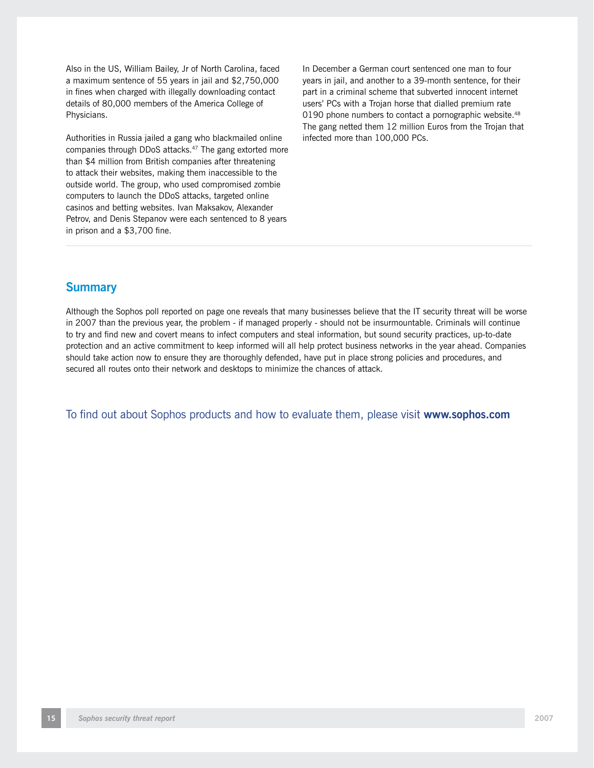Also in the US, William Bailey, Jr of North Carolina, faced a maximum sentence of 55 years in jail and $2,750,000 in fines when charged with illegally downloading contact details of 80,000 members of the America College of Physicians.

Authorities in Russia jailed a gang who blackmailed online companies through DDoS attacks.[47] The gang extorted more than $4 million from British companies after threatening to attack their websites, making them inaccessible to the outside world. The group, who used compromised zombie computers to launch the DDoS attacks, targeted online casinos and betting websites. Ivan Maksakov, Alexander Petrov, and Denis Stepanov were each sentenced to 8 years in prison and a $3,700 fine.

In December a German court sentenced one man to four years in jail, and another to a 39-month sentence, for their part in a criminal scheme that subverted innocent internet users' PCs with a Trojan horse that dialled premium rate 0190 phone numbers to contact a pornographic website.[48] The gang netted them 12 million Euros from the Trojan that infected more than 100,000 PCs.

## Summary

Although the Sophos poll reported on page one reveals that many businesses believe that the IT security threat will be worse in 2007 than the previous year, the problem - if managed properly - should not be insurmountable. Criminals will continue to try and find new and covert means to infect computers and steal information, but sound security practices, up-to-date protection and an active commitment to keep informed will all help protect business networks in the year ahead. Companies should take action now to ensure they are thoroughly defended, have put in place strong policies and procedures, and secured all routes onto their network and desktops to minimize the chances of attack.

To find out about Sophos products and how to evaluate them, please visit **www.sophos.com**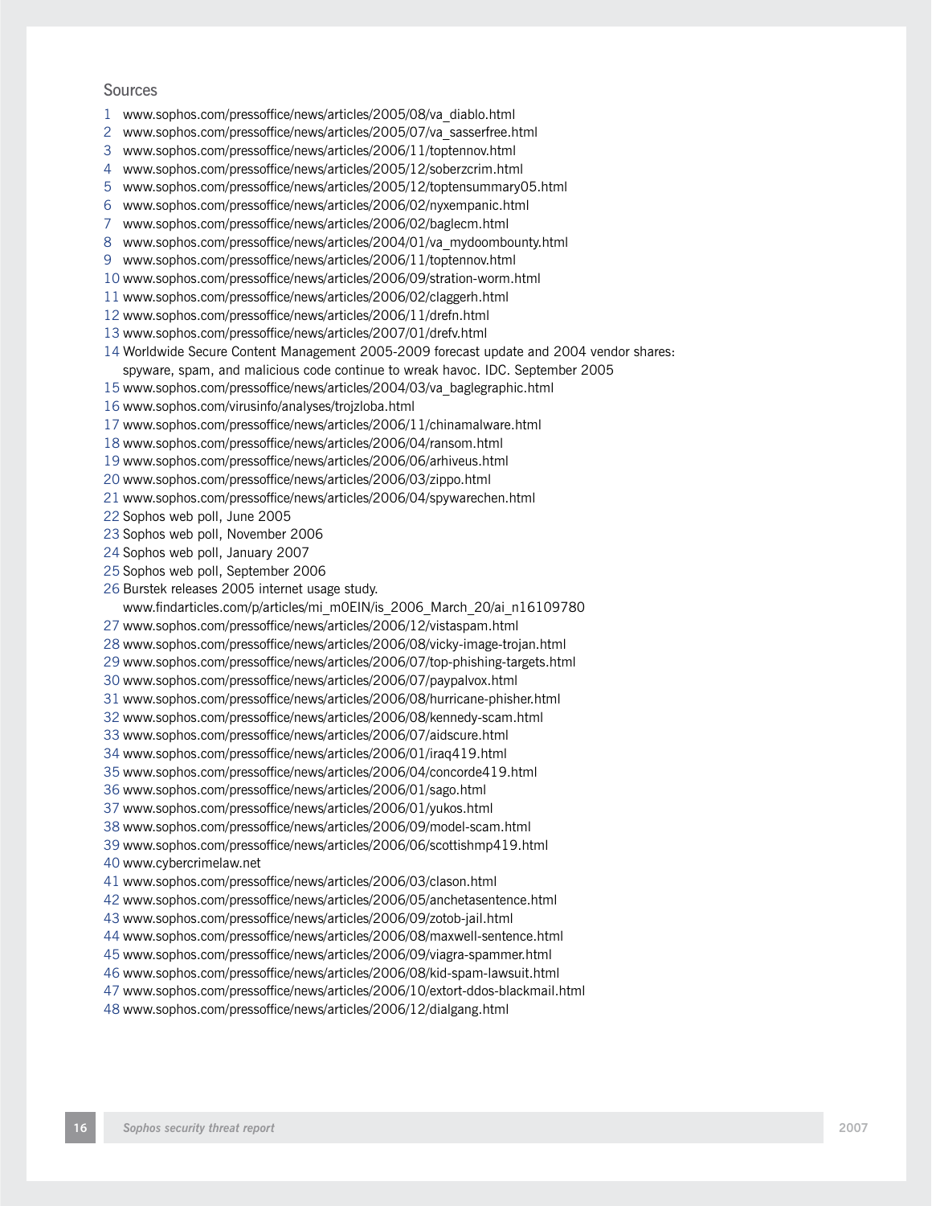## Sources

1. www.sophos.com/pressoffice/news/articles/2005/08/va_diablo.html
2. www.sophos.com/pressoffice/news/articles/2005/07/va_sasserfree.html
3. www.sophos.com/pressoffice/news/articles/2006/11/toptennov.html
4. www.sophos.com/pressoffice/news/articles/2005/12/soberzcrim.html
5. www.sophos.com/pressoffice/news/articles/2005/12/toptensummary05.html
6. www.sophos.com/pressoffice/news/articles/2006/02/nyxempanic.html
7. www.sophos.com/pressoffice/news/articles/2006/02/baglecm.html
8. www.sophos.com/pressoffice/news/articles/2004/01/va_mydoombounty.html
9. www.sophos.com/pressoffice/news/articles/2006/11/toptennov.html
10. www.sophos.com/pressoffice/news/articles/2006/09/stration-worm.html
11. www.sophos.com/pressoffice/news/articles/2006/02/claggerh.html
12. www.sophos.com/pressoffice/news/articles/2006/11/drefn.html
13. www.sophos.com/pressoffice/news/articles/2007/01/drefv.html
14. Worldwide Secure Content Management 2005-2009 forecast update and 2004 vendor shares: spyware, spam, and malicious code continue to wreak havoc. IDC. September 2005
15. www.sophos.com/pressoffice/news/articles/2004/03/va_baglegraphic.html
16. www.sophos.com/virusinfo/analyses/trojzloba.html
17. www.sophos.com/pressoffice/news/articles/2006/11/chinamalware.html
18. www.sophos.com/pressoffice/news/articles/2006/04/ransom.html
19. www.sophos.com/pressoffice/news/articles/2006/06/arhiveus.html
20. www.sophos.com/pressoffice/news/articles/2006/03/zippo.html
21. www.sophos.com/pressoffice/news/articles/2006/04/spywarechen.html
22. Sophos web poll, June 2005
23. Sophos web poll, November 2006
24. Sophos web poll, January 2007
25. Sophos web poll, September 2006
26. Burstek releases 2005 internet usage study. www.findarticles.com/p/articles/mi_m0EIN/is_2006_March_20/ai_n16109780
27. www.sophos.com/pressoffice/news/articles/2006/12/vistaspam.html
28. www.sophos.com/pressoffice/news/articles/2006/08/vicky-image-trojan.html
29. www.sophos.com/pressoffice/news/articles/2006/07/top-phishing-targets.html
30. www.sophos.com/pressoffice/news/articles/2006/07/paypalvox.html
31. www.sophos.com/pressoffice/news/articles/2006/08/hurricane-phisher.html
32. www.sophos.com/pressoffice/news/articles/2006/08/kennedy-scam.html
33. www.sophos.com/pressoffice/news/articles/2006/07/aidscure.html
34. www.sophos.com/pressoffice/news/articles/2006/01/iraq419.html
35. www.sophos.com/pressoffice/news/articles/2006/04/concorde419.html
36. www.sophos.com/pressoffice/news/articles/2006/01/sago.html
37. www.sophos.com/pressoffice/news/articles/2006/01/yukos.html
38. www.sophos.com/pressoffice/news/articles/2006/09/model-scam.html
39. www.sophos.com/pressoffice/news/articles/2006/06/scottishmp419.html
40. www.cybercrimelaw.net
41. www.sophos.com/pressoffice/news/articles/2006/03/clason.html
42. www.sophos.com/pressoffice/news/articles/2006/05/anchetasentence.html
43. www.sophos.com/pressoffice/news/articles/2006/09/zotob-jail.html
44. www.sophos.com/pressoffice/news/articles/2006/08/maxwell-sentence.html
45. www.sophos.com/pressoffice/news/articles/2006/09/viagra-spammer.html
46. www.sophos.com/pressoffice/news/articles/2006/08/kid-spam-lawsuit.html
47. www.sophos.com/pressoffice/news/articles/2006/10/extort-ddos-blackmail.html
48. www.sophos.com/pressoffice/news/articles/2006/12/dialgang.html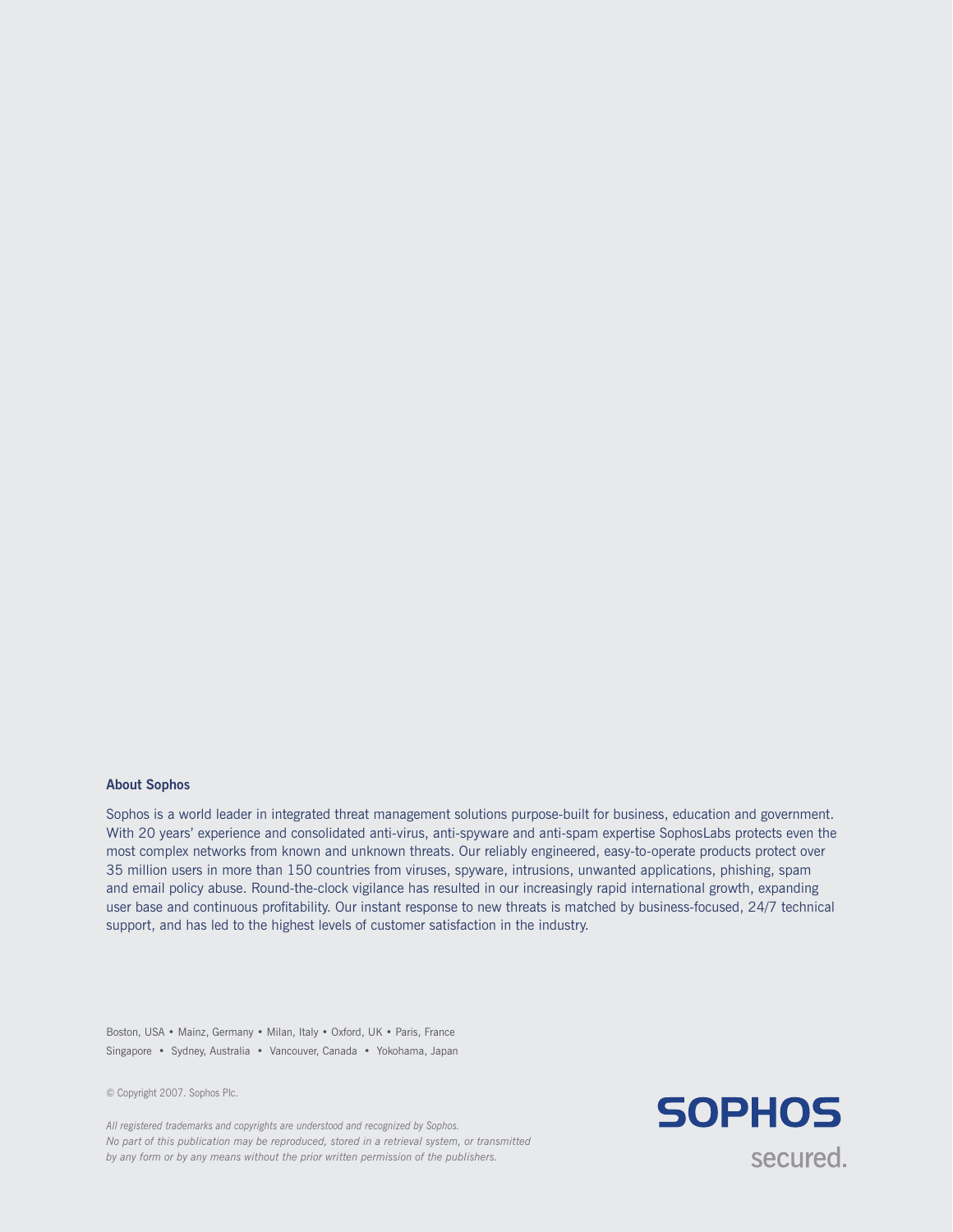**About Sophos**

Sophos is a world leader in integrated threat management solutions purpose-built for business, education and government. With 20 years' experience and consolidated anti-virus, anti-spyware and anti-spam expertise SophosLabs protects even the most complex networks from known and unknown threats. Our reliably engineered, easy-to-operate products protect over 35 million users in more than 150 countries from viruses, spyware, intrusions, unwanted applications, phishing, spam and email policy abuse. Round-the-clock vigilance has resulted in our increasingly rapid international growth, expanding user base and continuous profitability. Our instant response to new threats is matched by business-focused, 24/7 technical support, and has led to the highest levels of customer satisfaction in the industry.

Boston, USA • Mainz, Germany • Milan, Italy • Oxford, UK • Paris, France
Singapore • Sydney, Australia • Vancouver, Canada • Yokohama, Japan

© Copyright 2007. Sophos Plc.

*All registered trademarks and copyrights are understood and recognized by Sophos.*
*No part of this publication may be reproduced, stored in a retrieval system, or transmitted by any form or by any means without the prior written permission of the publishers.*

SOPHOS
secured.